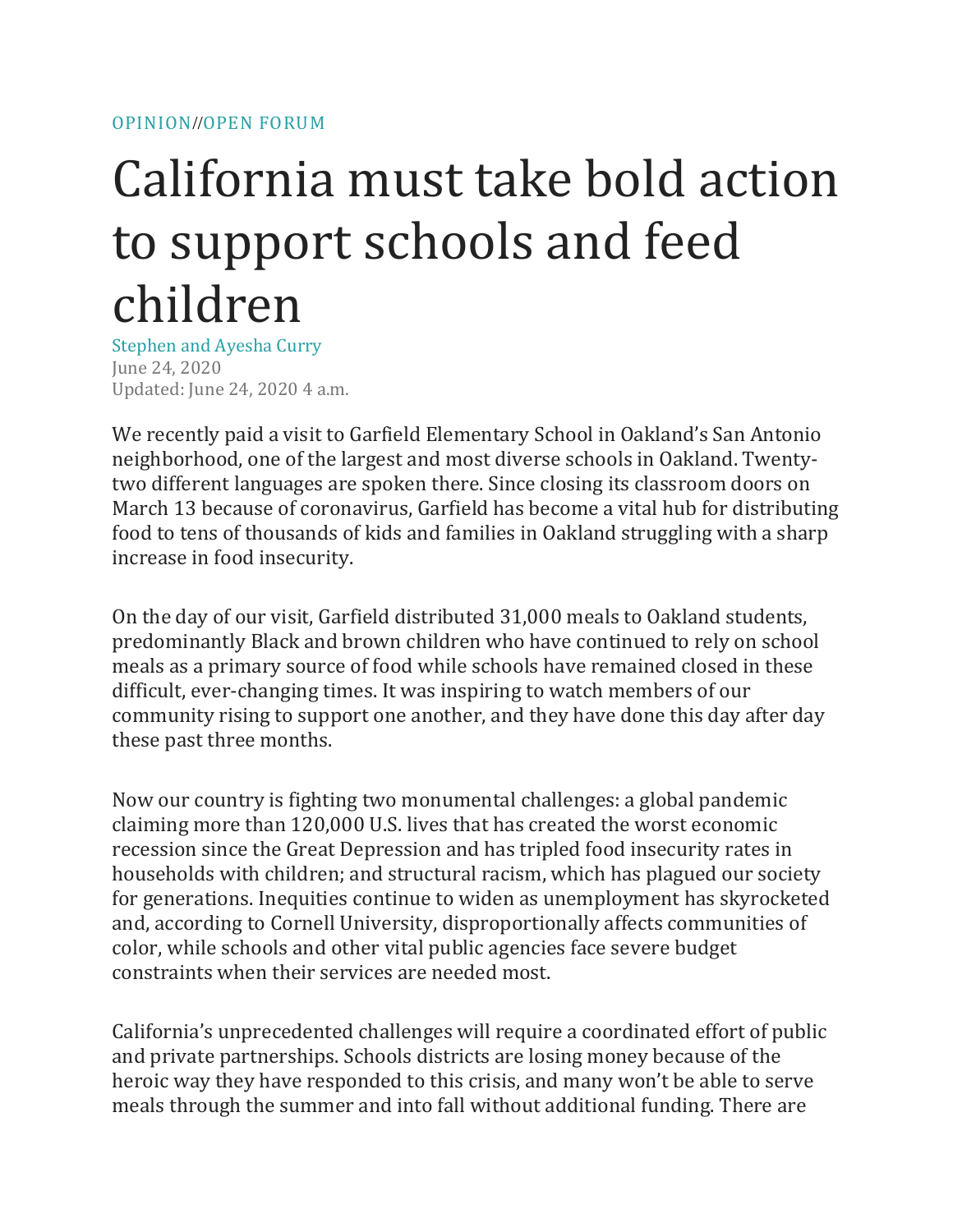OPINION//OPEN FORUM

# California must take bold action to support schools and feed children

Stephen and Ayesha Curry
June 24, 2020
Updated: June 24, 2020 4 a.m.

We recently paid a visit to Garfield Elementary School in Oakland's San Antonio neighborhood, one of the largest and most diverse schools in Oakland. Twenty-two different languages are spoken there. Since closing its classroom doors on March 13 because of coronavirus, Garfield has become a vital hub for distributing food to tens of thousands of kids and families in Oakland struggling with a sharp increase in food insecurity.

On the day of our visit, Garfield distributed 31,000 meals to Oakland students, predominantly Black and brown children who have continued to rely on school meals as a primary source of food while schools have remained closed in these difficult, ever-changing times. It was inspiring to watch members of our community rising to support one another, and they have done this day after day these past three months.

Now our country is fighting two monumental challenges: a global pandemic claiming more than 120,000 U.S. lives that has created the worst economic recession since the Great Depression and has tripled food insecurity rates in households with children; and structural racism, which has plagued our society for generations. Inequities continue to widen as unemployment has skyrocketed and, according to Cornell University, disproportionally affects communities of color, while schools and other vital public agencies face severe budget constraints when their services are needed most.

California's unprecedented challenges will require a coordinated effort of public and private partnerships. Schools districts are losing money because of the heroic way they have responded to this crisis, and many won't be able to serve meals through the summer and into fall without additional funding. There are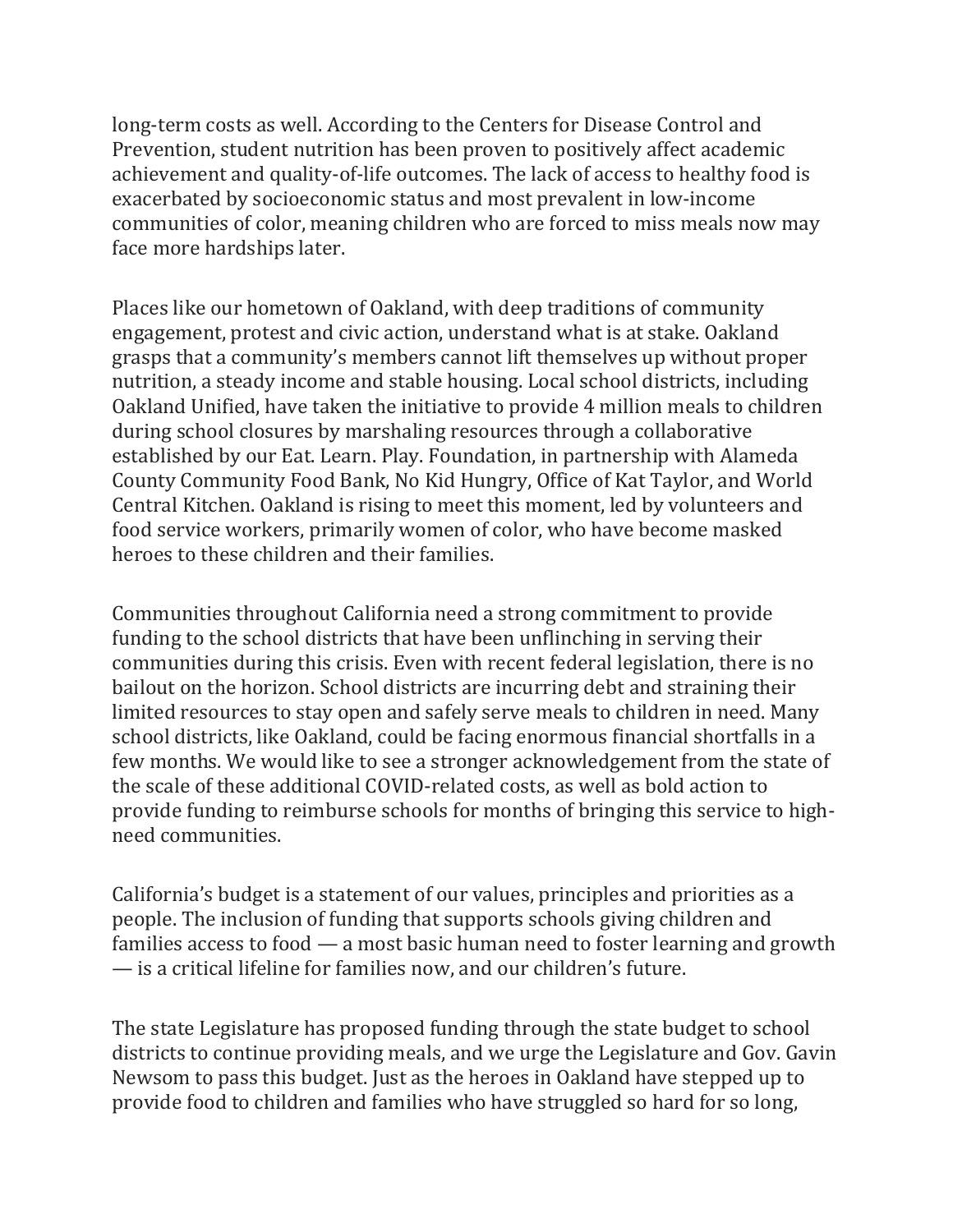long-term costs as well. According to the Centers for Disease Control and Prevention, student nutrition has been proven to positively affect academic achievement and quality-of-life outcomes. The lack of access to healthy food is exacerbated by socioeconomic status and most prevalent in low-income communities of color, meaning children who are forced to miss meals now may face more hardships later.

Places like our hometown of Oakland, with deep traditions of community engagement, protest and civic action, understand what is at stake. Oakland grasps that a community's members cannot lift themselves up without proper nutrition, a steady income and stable housing. Local school districts, including Oakland Unified, have taken the initiative to provide 4 million meals to children during school closures by marshaling resources through a collaborative established by our Eat. Learn. Play. Foundation, in partnership with Alameda County Community Food Bank, No Kid Hungry, Office of Kat Taylor, and World Central Kitchen. Oakland is rising to meet this moment, led by volunteers and food service workers, primarily women of color, who have become masked heroes to these children and their families.

Communities throughout California need a strong commitment to provide funding to the school districts that have been unflinching in serving their communities during this crisis. Even with recent federal legislation, there is no bailout on the horizon. School districts are incurring debt and straining their limited resources to stay open and safely serve meals to children in need. Many school districts, like Oakland, could be facing enormous financial shortfalls in a few months. We would like to see a stronger acknowledgement from the state of the scale of these additional COVID-related costs, as well as bold action to provide funding to reimburse schools for months of bringing this service to high-need communities.

California's budget is a statement of our values, principles and priorities as a people. The inclusion of funding that supports schools giving children and families access to food — a most basic human need to foster learning and growth — is a critical lifeline for families now, and our children's future.

The state Legislature has proposed funding through the state budget to school districts to continue providing meals, and we urge the Legislature and Gov. Gavin Newsom to pass this budget. Just as the heroes in Oakland have stepped up to provide food to children and families who have struggled so hard for so long,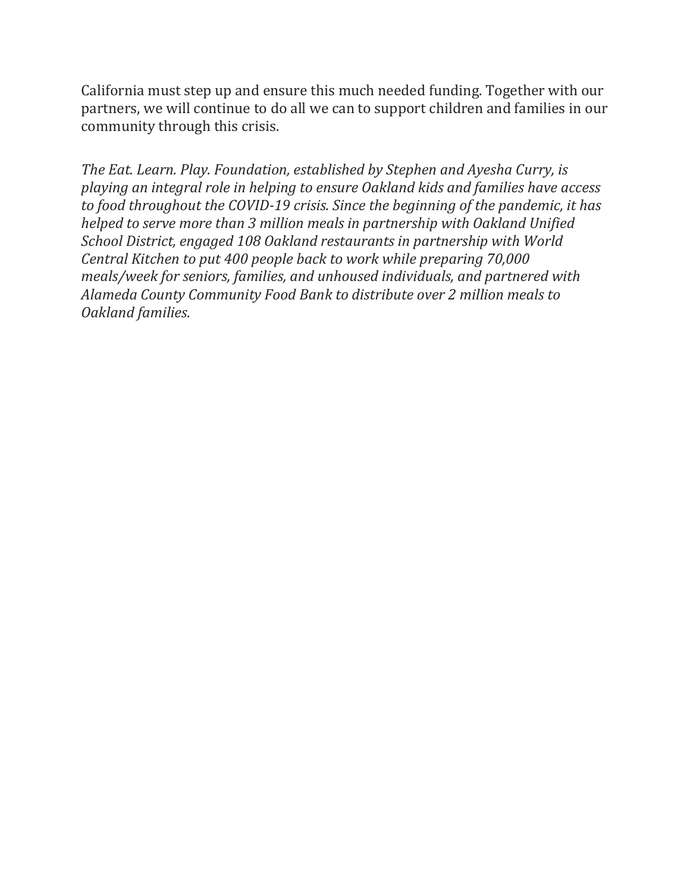California must step up and ensure this much needed funding. Together with our partners, we will continue to do all we can to support children and families in our community through this crisis.

*The Eat. Learn. Play. Foundation, established by Stephen and Ayesha Curry, is playing an integral role in helping to ensure Oakland kids and families have access to food throughout the COVID-19 crisis. Since the beginning of the pandemic, it has helped to serve more than 3 million meals in partnership with Oakland Unified School District, engaged 108 Oakland restaurants in partnership with World Central Kitchen to put 400 people back to work while preparing 70,000 meals/week for seniors, families, and unhoused individuals, and partnered with Alameda County Community Food Bank to distribute over 2 million meals to Oakland families.*